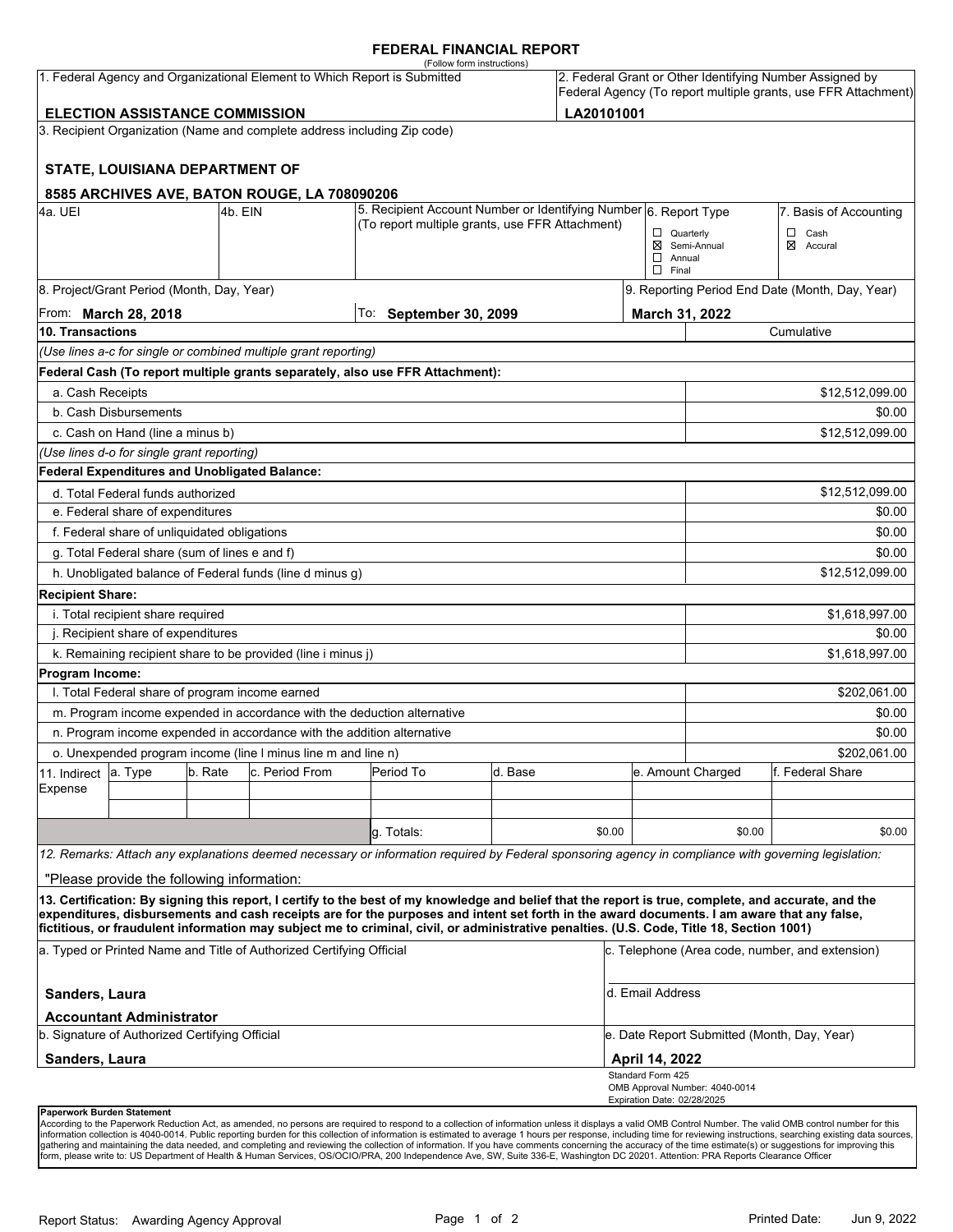# FEDERAL FINANCIAL REPORT

(Follow form instructions)

| 1. Federal Agency and Organizational Element to Which Report is Submitted | 2. Federal Grant or Other Identifying Number Assigned by Federal Agency (To report multiple grants, use FFR Attachment) |
|---|---|
| **ELECTION ASSISTANCE COMMISSION** | **LA20101001** |

3. Recipient Organization (Name and complete address including Zip code)

**STATE, LOUISIANA DEPARTMENT OF**

**8585 ARCHIVES AVE, BATON ROUGE, LA 708090206**

| 4a. UEI | 4b. EIN | 5. Recipient Account Number or Identifying Number (To report multiple grants, use FFR Attachment) | 6. Report Type | 7. Basis of Accounting |
|---|---|---|---|---|
| | | | ☐ Quarterly<br>☒ Semi-Annual<br>☐ Annual<br>☐ Final | ☐ Cash<br>☒ Accural |

| 8. Project/Grant Period (Month, Day, Year) | | 9. Reporting Period End Date (Month, Day, Year) |
|---|---|---|
| From: **March 28, 2018** | To: **September 30, 2099** | **March 31, 2022** |

| **10. Transactions** | Cumulative |
|---|---|
| *(Use lines a-c for single or combined multiple grant reporting)* | |
| **Federal Cash (To report multiple grants separately, also use FFR Attachment):** | |
| a. Cash Receipts | $12,512,099.00 |
| b. Cash Disbursements | $0.00 |
| c. Cash on Hand (line a minus b) | $12,512,099.00 |
| *(Use lines d-o for single grant reporting)* | |
| **Federal Expenditures and Unobligated Balance:** | |
| d. Total Federal funds authorized | $12,512,099.00 |
| e. Federal share of expenditures | $0.00 |
| f. Federal share of unliquidated obligations | $0.00 |
| g. Total Federal share (sum of lines e and f) | $0.00 |
| h. Unobligated balance of Federal funds (line d minus g) | $12,512,099.00 |
| **Recipient Share:** | |
| i. Total recipient share required | $1,618,997.00 |
| j. Recipient share of expenditures | $0.00 |
| k. Remaining recipient share to be provided (line i minus j) | $1,618,997.00 |
| **Program Income:** | |
| l. Total Federal share of program income earned | $202,061.00 |
| m. Program income expended in accordance with the deduction alternative | $0.00 |
| n. Program income expended in accordance with the addition alternative | $0.00 |
| o. Unexpended program income (line l minus line m and line n) | $202,061.00 |

| 11. Indirect Expense | a. Type | b. Rate | c. Period From | Period To | d. Base | e. Amount Charged | f. Federal Share |
|---|---|---|---|---|---|---|---|
| | | | | | | | |
| | | | | | | | |
| | | | | g. Totals: | $0.00 | $0.00 | $0.00 |

*12. Remarks: Attach any explanations deemed necessary or information required by Federal sponsoring agency in compliance with governing legislation:*

"Please provide the following information:

**13. Certification: By signing this report, I certify to the best of my knowledge and belief that the report is true, complete, and accurate, and the expenditures, disbursements and cash receipts are for the purposes and intent set forth in the award documents. I am aware that any false, fictitious, or fraudulent information may subject me to criminal, civil, or administrative penalties. (U.S. Code, Title 18, Section 1001)**

| a. Typed or Printed Name and Title of Authorized Certifying Official | c. Telephone (Area code, number, and extension) |
|---|---|
| **Sanders, Laura**<br>**Accountant Administrator** | d. Email Address |
| b. Signature of Authorized Certifying Official | e. Date Report Submitted (Month, Day, Year) |
| **Sanders, Laura** | **April 14, 2022** |

Standard Form 425
OMB Approval Number: 4040-0014
Expiration Date: 02/28/2025

**Paperwork Burden Statement**

According to the Paperwork Reduction Act, as amended, no persons are required to respond to a collection of information unless it displays a valid OMB Control Number. The valid OMB control number for this information collection is 4040-0014. Public reporting burden for this collection of information is estimated to average 1 hours per response, including time for reviewing instructions, searching existing data sources, gathering and maintaining the data needed, and completing and reviewing the collection of information. If you have comments concerning the accuracy of the time estimate(s) or suggestions for improving this form, please write to: US Department of Health & Human Services, OS/OCIO/PRA, 200 Independence Ave, SW, Suite 336-E, Washington DC 20201. Attention: PRA Reports Clearance Officer

Report Status: Awarding Agency Approval

Printed Date: Jun 9, 2022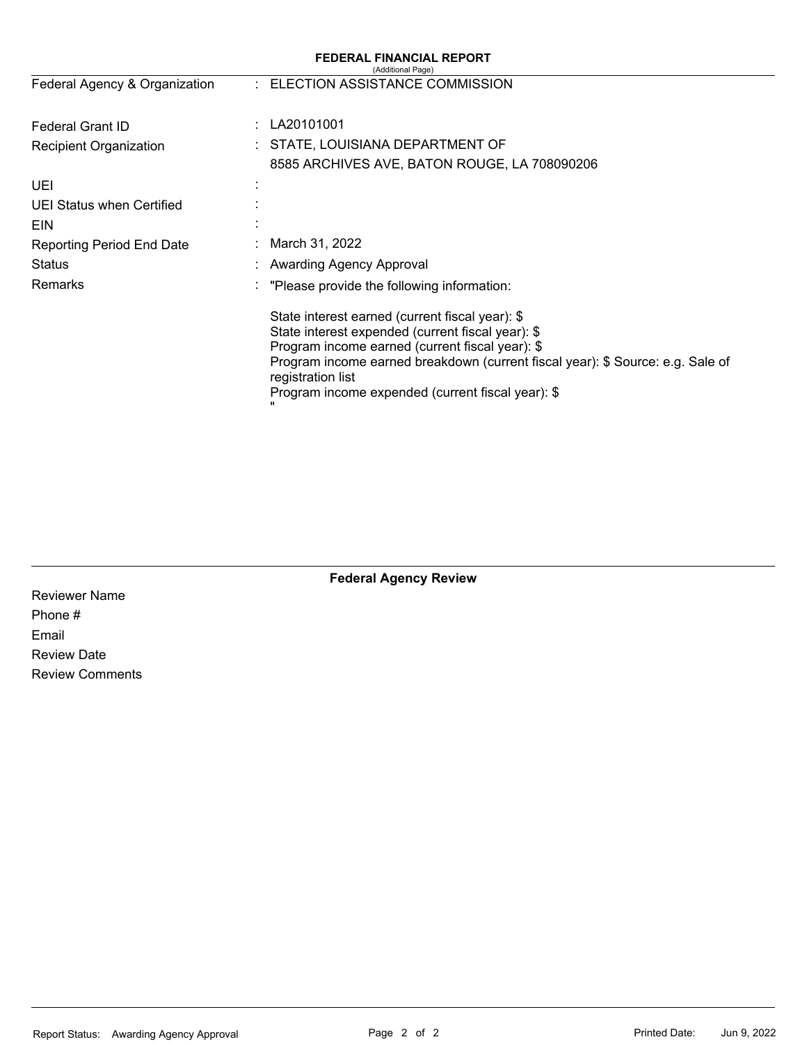# FEDERAL FINANCIAL REPORT

(Additional Page)

| | | |
|---|---|---|
| Federal Agency & Organization | : | ELECTION ASSISTANCE COMMISSION |
| Federal Grant ID | : | LA20101001 |
| Recipient Organization | : | STATE, LOUISIANA DEPARTMENT OF<br>8585 ARCHIVES AVE, BATON ROUGE, LA 708090206 |
| UEI | : | |
| UEI Status when Certified | : | |
| EIN | : | |
| Reporting Period End Date | : | March 31, 2022 |
| Status | : | Awarding Agency Approval |
| Remarks | : | "Please provide the following information:<br><br>State interest earned (current fiscal year): $<br>State interest expended (current fiscal year): $<br>Program income earned (current fiscal year): $<br>Program income earned breakdown (current fiscal year): $ Source: e.g. Sale of registration list<br>Program income expended (current fiscal year): $<br>" |

## Federal Agency Review

Reviewer Name

Phone #

Email

Review Date

Review Comments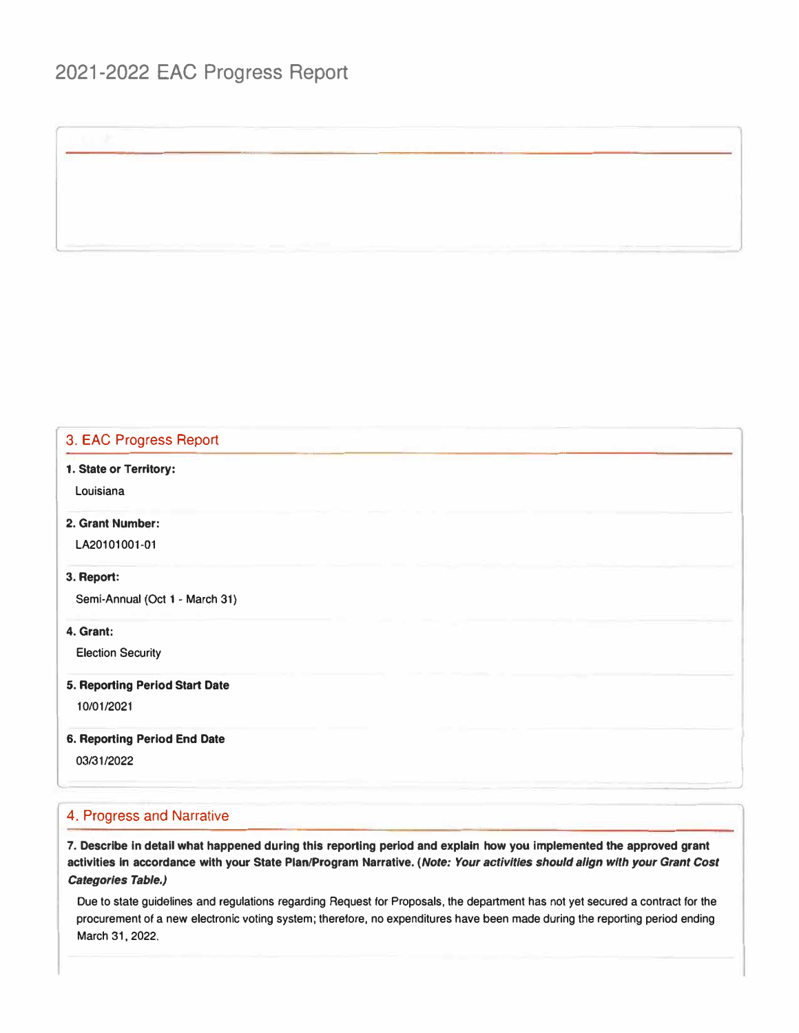# 2021-2022 EAC Progress Report

## 3. EAC Progress Report

**1. State or Territory:**

Louisiana

**2. Grant Number:**

LA20101001-01

**3. Report:**

Semi-Annual (Oct 1 - March 31)

**4. Grant:**

Election Security

**5. Reporting Period Start Date**

10/01/2021

**6. Reporting Period End Date**

03/31/2022

## 4. Progress and Narrative

**7. Describe in detail what happened during this reporting period and explain how you implemented the approved grant activities in accordance with your State Plan/Program Narrative. (*Note: Your activities should align with your Grant Cost Categories Table.)***

Due to state guidelines and regulations regarding Request for Proposals, the department has not yet secured a contract for the procurement of a new electronic voting system; therefore, no expenditures have been made during the reporting period ending March 31, 2022.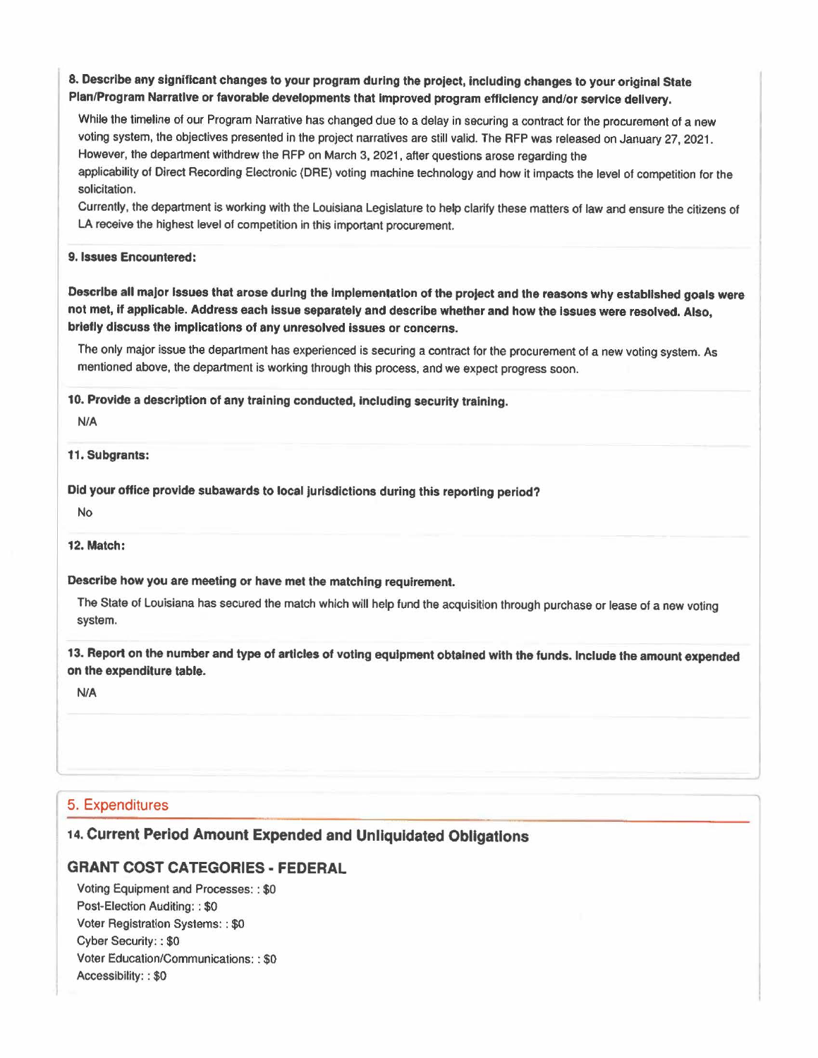**8. Describe any significant changes to your program during the project, including changes to your original State Plan/Program Narrative or favorable developments that improved program efficiency and/or service delivery.**

While the timeline of our Program Narrative has changed due to a delay in securing a contract for the procurement of a new voting system, the objectives presented in the project narratives are still valid. The RFP was released on January 27, 2021. However, the department withdrew the RFP on March 3, 2021, after questions arose regarding the applicability of Direct Recording Electronic (DRE) voting machine technology and how it impacts the level of competition for the solicitation.

Currently, the department is working with the Louisiana Legislature to help clarify these matters of law and ensure the citizens of LA receive the highest level of competition in this important procurement.

**9. Issues Encountered:**

**Describe all major issues that arose during the implementation of the project and the reasons why established goals were not met, if applicable. Address each issue separately and describe whether and how the issues were resolved. Also, briefly discuss the implications of any unresolved issues or concerns.**

The only major issue the department has experienced is securing a contract for the procurement of a new voting system. As mentioned above, the department is working through this process, and we expect progress soon.

**10. Provide a description of any training conducted, including security training.**

N/A

**11. Subgrants:**

**Did your office provide subawards to local jurisdictions during this reporting period?**

No

**12. Match:**

**Describe how you are meeting or have met the matching requirement.**

The State of Louisiana has secured the match which will help fund the acquisition through purchase or lease of a new voting system.

**13. Report on the number and type of articles of voting equipment obtained with the funds. Include the amount expended on the expenditure table.**

N/A

## 5. Expenditures

### 14. Current Period Amount Expended and Unliquidated Obligations

### GRANT COST CATEGORIES - FEDERAL

Voting Equipment and Processes: : $0
Post-Election Auditing: : $0
Voter Registration Systems: : $0
Cyber Security: : $0
Voter Education/Communications: : $0
Accessibility: : $0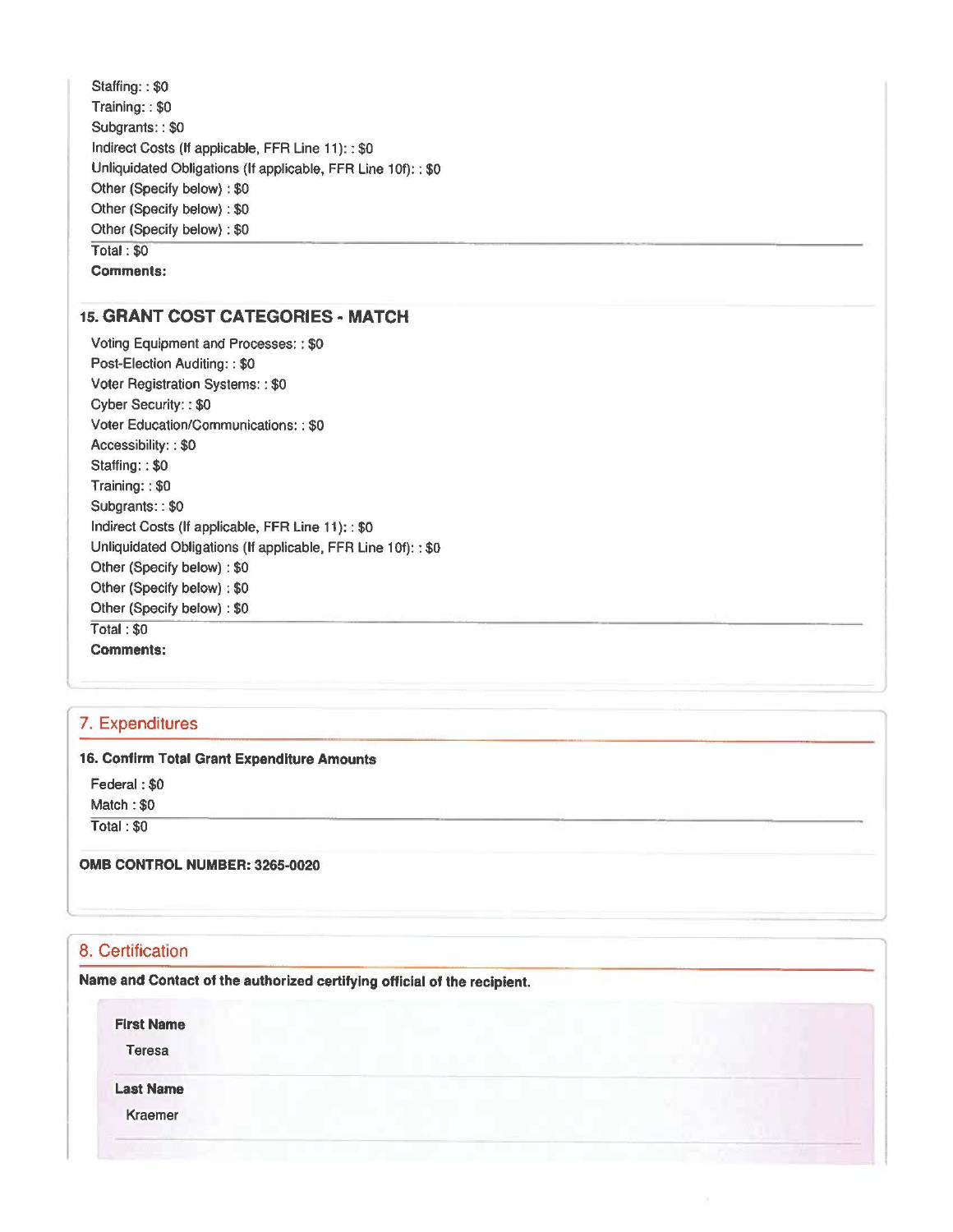Staffing: : $0
Training: : $0
Subgrants: : $0
Indirect Costs (If applicable, FFR Line 11): : $0
Unliquidated Obligations (If applicable, FFR Line 10f): : $0
Other (Specify below) : $0
Other (Specify below) : $0
Other (Specify below) : $0

Total : $0

**Comments:**

### 15. GRANT COST CATEGORIES - MATCH

Voting Equipment and Processes: : $0
Post-Election Auditing: : $0
Voter Registration Systems: : $0
Cyber Security: : $0
Voter Education/Communications: : $0
Accessibility: : $0
Staffing: : $0
Training: : $0
Subgrants: : $0
Indirect Costs (If applicable, FFR Line 11): : $0
Unliquidated Obligations (If applicable, FFR Line 10f): : $0
Other (Specify below) : $0
Other (Specify below) : $0
Other (Specify below) : $0

Total : $0

**Comments:**

## 7. Expenditures

**16. Confirm Total Grant Expenditure Amounts**

Federal : $0
Match : $0

Total : $0

**OMB CONTROL NUMBER: 3265-0020**

## 8. Certification

**Name and Contact of the authorized certifying official of the recipient.**

**First Name**

Teresa

**Last Name**

Kraemer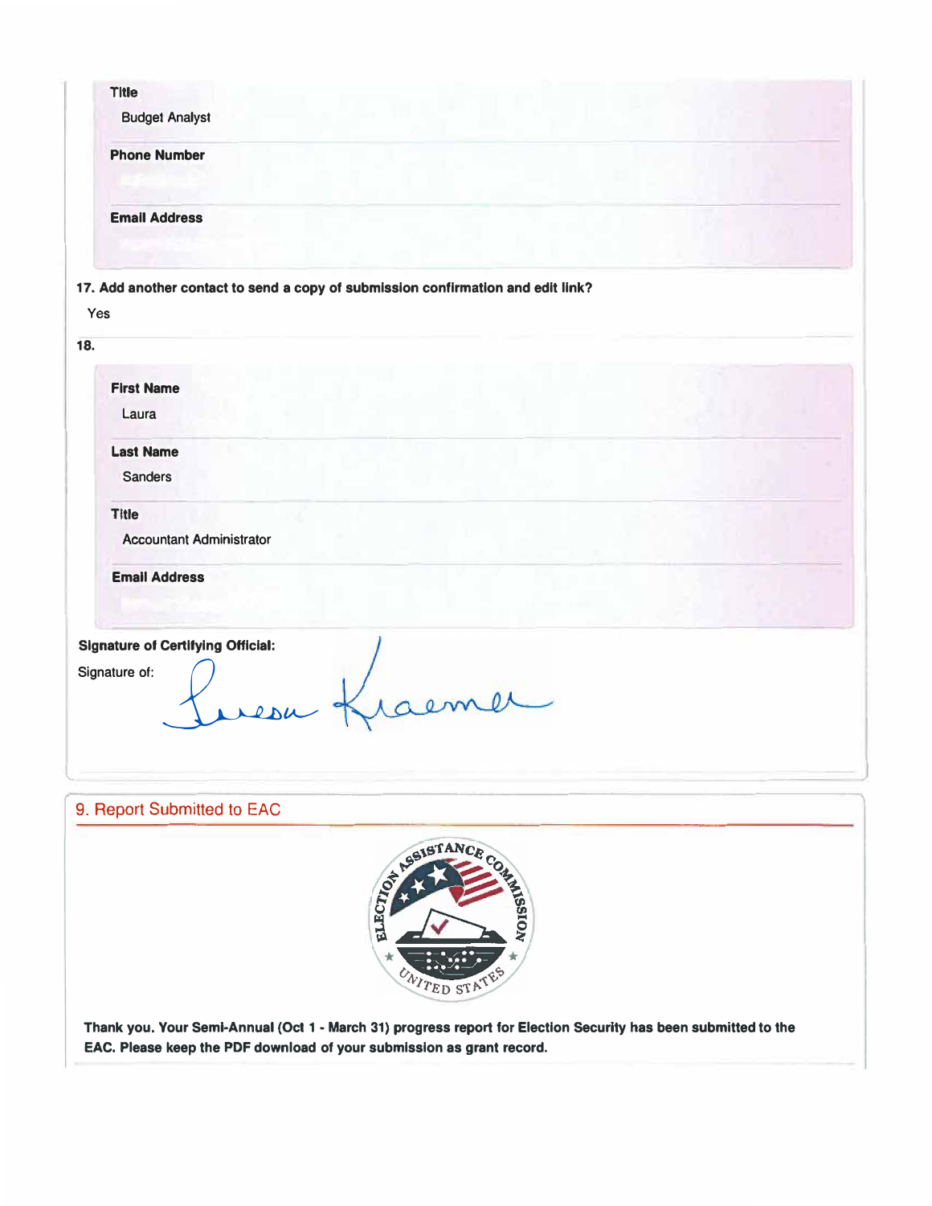**Title**

Budget Analyst

**Phone Number**

**Email Address**

**17. Add another contact to send a copy of submission confirmation and edit link?**

Yes

**18.**

**First Name**

Laura

**Last Name**

Sanders

**Title**

Accountant Administrator

**Email Address**

**Signature of Certifying Official:**

Signature of:

## 9. Report Submitted to EAC

**Thank you. Your Semi-Annual (Oct 1 - March 31) progress report for Election Security has been submitted to the EAC. Please keep the PDF download of your submission as grant record.**